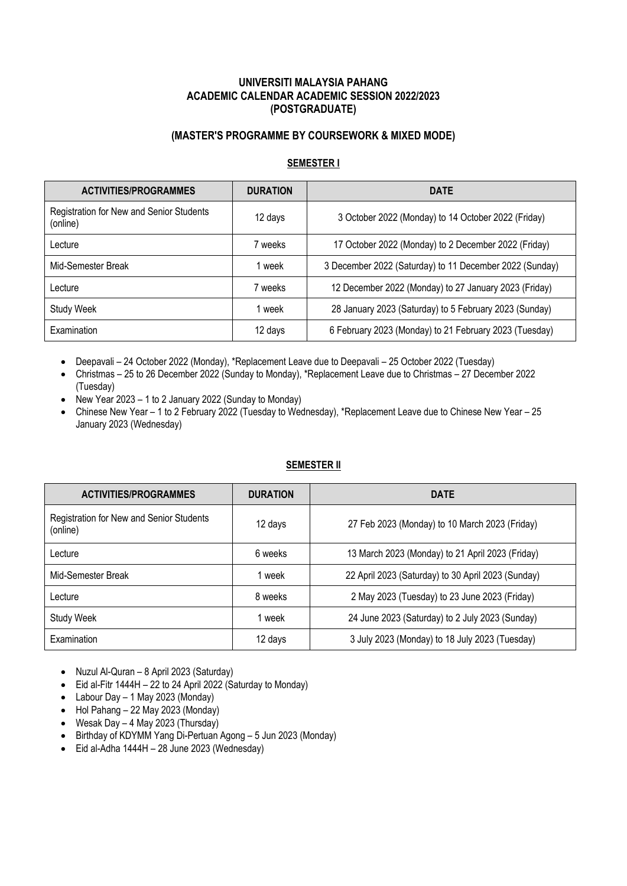**UNIVERSITI MALAYSIA PAHANG**
**ACADEMIC CALENDAR ACADEMIC SESSION 2022/2023**
**(POSTGRADUATE)**

**(MASTER'S PROGRAMME BY COURSEWORK & MIXED MODE)**

**SEMESTER I**

| ACTIVITIES/PROGRAMMES | DURATION | DATE |
|---|---|---|
| Registration for New and Senior Students (online) | 12 days | 3 October 2022 (Monday) to 14 October 2022 (Friday) |
| Lecture | 7 weeks | 17 October 2022 (Monday) to 2 December 2022 (Friday) |
| Mid-Semester Break | 1 week | 3 December 2022 (Saturday) to 11 December 2022 (Sunday) |
| Lecture | 7 weeks | 12 December 2022 (Monday) to 27 January 2023 (Friday) |
| Study Week | 1 week | 28 January 2023 (Saturday) to 5 February 2023 (Sunday) |
| Examination | 12 days | 6 February 2023 (Monday) to 21 February 2023 (Tuesday) |

- Deepavali – 24 October 2022 (Monday), *Replacement Leave due to Deepavali – 25 October 2022 (Tuesday)
- Christmas – 25 to 26 December 2022 (Sunday to Monday), *Replacement Leave due to Christmas – 27 December 2022 (Tuesday)
- New Year 2023 – 1 to 2 January 2022 (Sunday to Monday)
- Chinese New Year – 1 to 2 February 2022 (Tuesday to Wednesday), *Replacement Leave due to Chinese New Year – 25 January 2023 (Wednesday)

**SEMESTER II**

| ACTIVITIES/PROGRAMMES | DURATION | DATE |
|---|---|---|
| Registration for New and Senior Students (online) | 12 days | 27 Feb 2023 (Monday) to 10 March 2023 (Friday) |
| Lecture | 6 weeks | 13 March 2023 (Monday) to 21 April 2023 (Friday) |
| Mid-Semester Break | 1 week | 22 April 2023 (Saturday) to 30 April 2023 (Sunday) |
| Lecture | 8 weeks | 2 May 2023 (Tuesday) to 23 June 2023 (Friday) |
| Study Week | 1 week | 24 June 2023 (Saturday) to 2 July 2023 (Sunday) |
| Examination | 12 days | 3 July 2023 (Monday) to 18 July 2023 (Tuesday) |

- Nuzul Al-Quran – 8 April 2023 (Saturday)
- Eid al-Fitr 1444H – 22 to 24 April 2022 (Saturday to Monday)
- Labour Day – 1 May 2023 (Monday)
- Hol Pahang – 22 May 2023 (Monday)
- Wesak Day – 4 May 2023 (Thursday)
- Birthday of KDYMM Yang Di-Pertuan Agong – 5 Jun 2023 (Monday)
- Eid al-Adha 1444H – 28 June 2023 (Wednesday)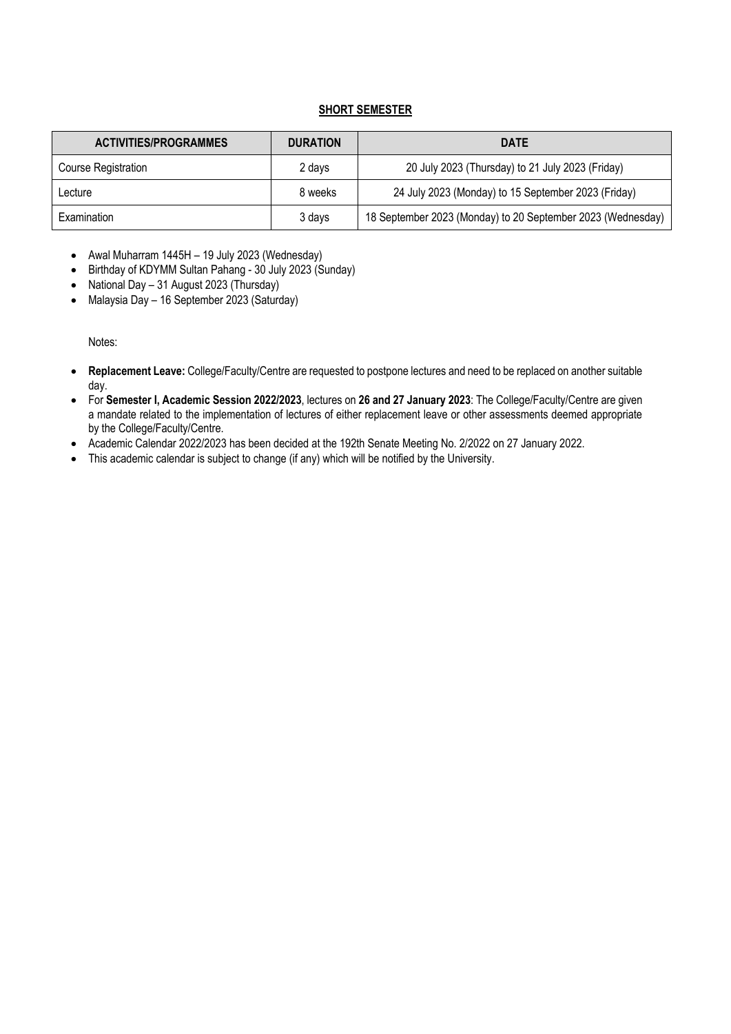**SHORT SEMESTER**

| ACTIVITIES/PROGRAMMES | DURATION | DATE |
| --- | --- | --- |
| Course Registration | 2 days | 20 July 2023 (Thursday) to 21 July 2023 (Friday) |
| Lecture | 8 weeks | 24 July 2023 (Monday) to 15 September 2023 (Friday) |
| Examination | 3 days | 18 September 2023 (Monday) to 20 September 2023 (Wednesday) |

- Awal Muharram 1445H – 19 July 2023 (Wednesday)
- Birthday of KDYMM Sultan Pahang - 30 July 2023 (Sunday)
- National Day – 31 August 2023 (Thursday)
- Malaysia Day – 16 September 2023 (Saturday)

Notes:

- **Replacement Leave:** College/Faculty/Centre are requested to postpone lectures and need to be replaced on another suitable day.
- For **Semester I, Academic Session 2022/2023**, lectures on **26 and 27 January 2023**: The College/Faculty/Centre are given a mandate related to the implementation of lectures of either replacement leave or other assessments deemed appropriate by the College/Faculty/Centre.
- Academic Calendar 2022/2023 has been decided at the 192th Senate Meeting No. 2/2022 on 27 January 2022.
- This academic calendar is subject to change (if any) which will be notified by the University.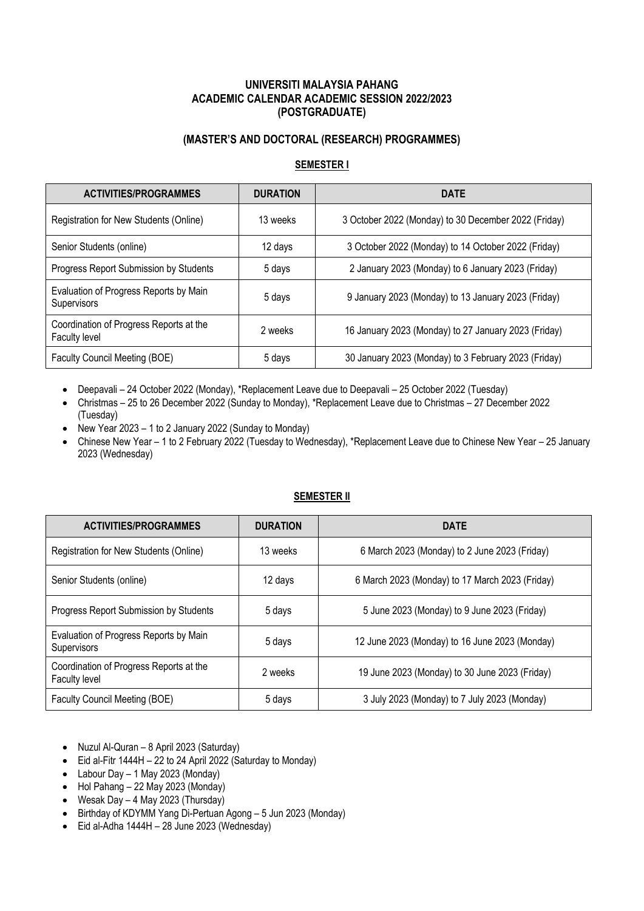**UNIVERSITI MALAYSIA PAHANG**
**ACADEMIC CALENDAR ACADEMIC SESSION 2022/2023**
**(POSTGRADUATE)**

**(MASTER'S AND DOCTORAL (RESEARCH) PROGRAMMES)**

**SEMESTER I**

| ACTIVITIES/PROGRAMMES | DURATION | DATE |
| --- | --- | --- |
| Registration for New Students (Online) | 13 weeks | 3 October 2022 (Monday) to 30 December 2022 (Friday) |
| Senior Students (online) | 12 days | 3 October 2022 (Monday) to 14 October 2022 (Friday) |
| Progress Report Submission by Students | 5 days | 2 January 2023 (Monday) to 6 January 2023 (Friday) |
| Evaluation of Progress Reports by Main Supervisors | 5 days | 9 January 2023 (Monday) to 13 January 2023 (Friday) |
| Coordination of Progress Reports at the Faculty level | 2 weeks | 16 January 2023 (Monday) to 27 January 2023 (Friday) |
| Faculty Council Meeting (BOE) | 5 days | 30 January 2023 (Monday) to 3 February 2023 (Friday) |

- Deepavali – 24 October 2022 (Monday), *Replacement Leave due to Deepavali – 25 October 2022 (Tuesday)
- Christmas – 25 to 26 December 2022 (Sunday to Monday), *Replacement Leave due to Christmas – 27 December 2022 (Tuesday)
- New Year 2023 – 1 to 2 January 2022 (Sunday to Monday)
- Chinese New Year – 1 to 2 February 2022 (Tuesday to Wednesday), *Replacement Leave due to Chinese New Year – 25 January 2023 (Wednesday)

**SEMESTER II**

| ACTIVITIES/PROGRAMMES | DURATION | DATE |
| --- | --- | --- |
| Registration for New Students (Online) | 13 weeks | 6 March 2023 (Monday) to 2 June 2023 (Friday) |
| Senior Students (online) | 12 days | 6 March 2023 (Monday) to 17 March 2023 (Friday) |
| Progress Report Submission by Students | 5 days | 5 June 2023 (Monday) to 9 June 2023 (Friday) |
| Evaluation of Progress Reports by Main Supervisors | 5 days | 12 June 2023 (Monday) to 16 June 2023 (Monday) |
| Coordination of Progress Reports at the Faculty level | 2 weeks | 19 June 2023 (Monday) to 30 June 2023 (Friday) |
| Faculty Council Meeting (BOE) | 5 days | 3 July 2023 (Monday) to 7 July 2023 (Monday) |

- Nuzul Al-Quran – 8 April 2023 (Saturday)
- Eid al-Fitr 1444H – 22 to 24 April 2022 (Saturday to Monday)
- Labour Day – 1 May 2023 (Monday)
- Hol Pahang – 22 May 2023 (Monday)
- Wesak Day – 4 May 2023 (Thursday)
- Birthday of KDYMM Yang Di-Pertuan Agong – 5 Jun 2023 (Monday)
- Eid al-Adha 1444H – 28 June 2023 (Wednesday)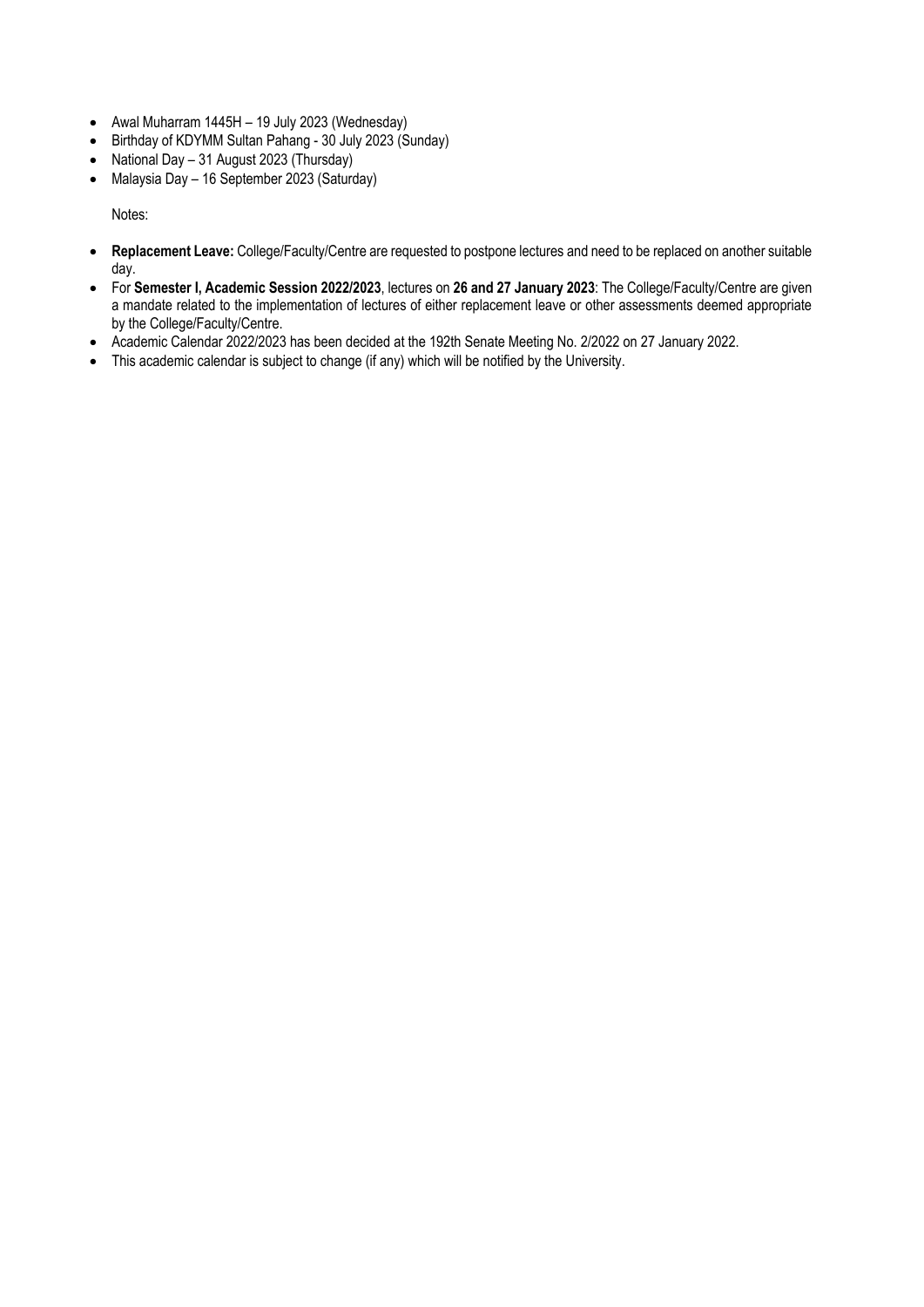- Awal Muharram 1445H – 19 July 2023 (Wednesday)
- Birthday of KDYMM Sultan Pahang - 30 July 2023 (Sunday)
- National Day – 31 August 2023 (Thursday)
- Malaysia Day – 16 September 2023 (Saturday)

Notes:

- **Replacement Leave:** College/Faculty/Centre are requested to postpone lectures and need to be replaced on another suitable day.
- For **Semester I, Academic Session 2022/2023**, lectures on **26 and 27 January 2023**: The College/Faculty/Centre are given a mandate related to the implementation of lectures of either replacement leave or other assessments deemed appropriate by the College/Faculty/Centre.
- Academic Calendar 2022/2023 has been decided at the 192th Senate Meeting No. 2/2022 on 27 January 2022.
- This academic calendar is subject to change (if any) which will be notified by the University.